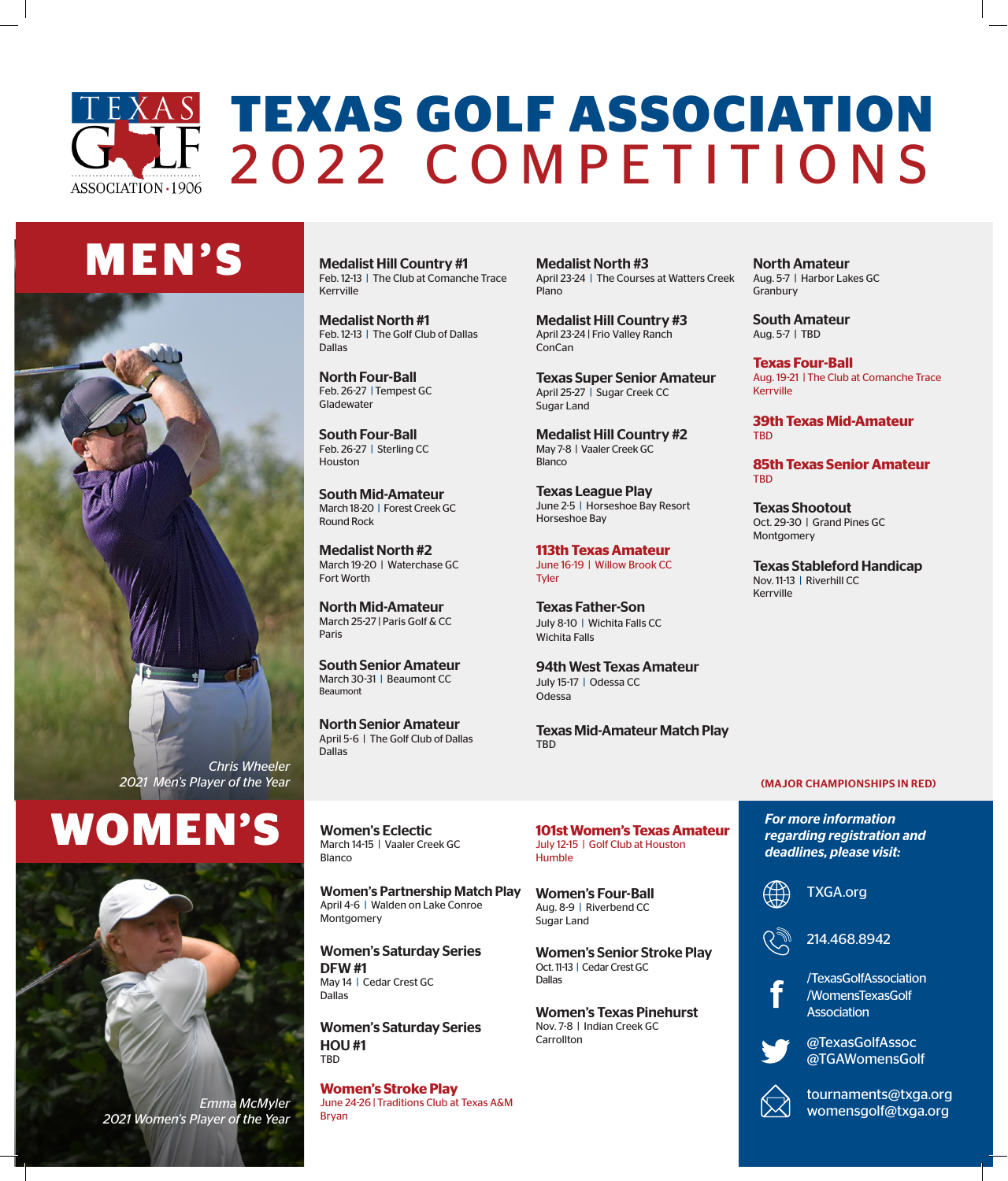# TEXAS GOLF ASSOCIATION
## 2022 COMPETITIONS

TEXAS GOLF ASSOCIATION · 1906

## MEN'S

*Chris Wheeler*
*2021 Men's Player of the Year*

**Medalist Hill Country #1**
Feb. 12-13 | The Club at Comanche Trace
Kerrville

**Medalist North #1**
Feb. 12-13 | The Golf Club of Dallas
Dallas

**North Four-Ball**
Feb. 26-27 | Tempest GC
Gladewater

**South Four-Ball**
Feb. 26-27 | Sterling CC
Houston

**South Mid-Amateur**
March 18-20 | Forest Creek GC
Round Rock

**Medalist North #2**
March 19-20 | Waterchase GC
Fort Worth

**North Mid-Amateur**
March 25-27 | Paris Golf & CC
Paris

**South Senior Amateur**
March 30-31 | Beaumont CC
Beaumont

**North Senior Amateur**
April 5-6 | The Golf Club of Dallas
Dallas

**Medalist North #3**
April 23-24 | The Courses at Watters Creek
Plano

**Medalist Hill Country #3**
April 23-24 | Frio Valley Ranch
ConCan

**Texas Super Senior Amateur**
April 25-27 | Sugar Creek CC
Sugar Land

**Medalist Hill Country #2**
May 7-8 | Vaaler Creek GC
Blanco

**Texas League Play**
June 2-5 | Horseshoe Bay Resort
Horseshoe Bay

**113th Texas Amateur**
June 16-19 | Willow Brook CC
Tyler

**Texas Father-Son**
July 8-10 | Wichita Falls CC
Wichita Falls

**94th West Texas Amateur**
July 15-17 | Odessa CC
Odessa

**Texas Mid-Amateur Match Play**
TBD

**North Amateur**
Aug. 5-7 | Harbor Lakes GC
Granbury

**South Amateur**
Aug. 5-7 | TBD

**Texas Four-Ball**
Aug. 19-21 | The Club at Comanche Trace
Kerrville

**39th Texas Mid-Amateur**
TBD

**85th Texas Senior Amateur**
TBD

**Texas Shootout**
Oct. 29-30 | Grand Pines GC
Montgomery

**Texas Stableford Handicap**
Nov. 11-13 | Riverhill CC
Kerrville

**(MAJOR CHAMPIONSHIPS IN RED)**

## WOMEN'S

*Emma McMyler*
*2021 Women's Player of the Year*

**Women's Eclectic**
March 14-15 | Vaaler Creek GC
Blanco

**Women's Partnership Match Play**
April 4-6 | Walden on Lake Conroe
Montgomery

**Women's Saturday Series DFW #1**
May 14 | Cedar Crest GC
Dallas

**Women's Saturday Series HOU #1**
TBD

**Women's Stroke Play**
June 24-26 | Traditions Club at Texas A&M
Bryan

**101st Women's Texas Amateur**
July 12-15 | Golf Club at Houston
Humble

**Women's Four-Ball**
Aug. 8-9 | Riverbend CC
Sugar Land

**Women's Senior Stroke Play**
Oct. 11-13 | Cedar Crest GC
Dallas

**Women's Texas Pinehurst**
Nov. 7-8 | Indian Creek GC
Carrollton

***For more information regarding registration and deadlines, please visit:***

TXGA.org

214.468.8942

/TexasGolfAssociation
/WomensTexasGolf Association

@TexasGolfAssoc
@TGAWomensGolf

tournaments@txga.org
womensgolf@txga.org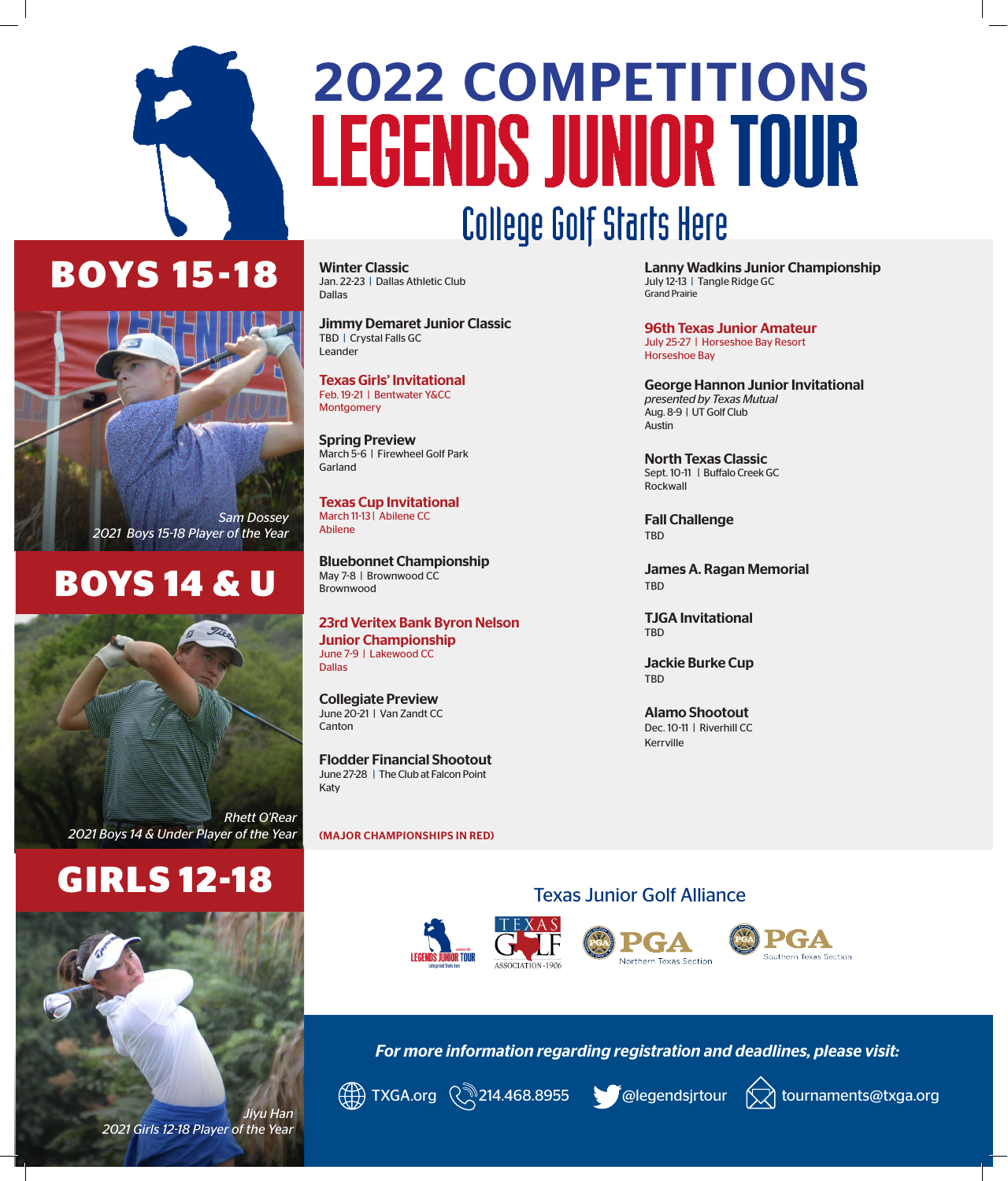# 2022 COMPETITIONS

# LEGENDS JUNIOR TOUR

College Golf Starts Here

## BOYS 15-18

*Sam Dossey*
*2021 Boys 15-18 Player of the Year*

## BOYS 14 & U

*Rhett O'Rear*
*2021 Boys 14 & Under Player of the Year*

## GIRLS 12-18

*Jiyu Han*
*2021 Girls 12-18 Player of the Year*

**Winter Classic**
Jan. 22-23 | Dallas Athletic Club
Dallas

**Jimmy Demaret Junior Classic**
TBD | Crystal Falls GC
Leander

**Texas Girls' Invitational**
Feb. 19-21 | Bentwater Y&CC
Montgomery

**Spring Preview**
March 5-6 | Firewheel Golf Park
Garland

**Texas Cup Invitational**
March 11-13 | Abilene CC
Abilene

**Bluebonnet Championship**
May 7-8 | Brownwood CC
Brownwood

**23rd Veritex Bank Byron Nelson Junior Championship**
June 7-9 | Lakewood CC
Dallas

**Collegiate Preview**
June 20-21 | Van Zandt CC
Canton

**Flodder Financial Shootout**
June 27-28 | The Club at Falcon Point
Katy

**Lanny Wadkins Junior Championship**
July 12-13 | Tangle Ridge GC
Grand Prairie

**96th Texas Junior Amateur**
July 25-27 | Horseshoe Bay Resort
Horseshoe Bay

**George Hannon Junior Invitational**
*presented by Texas Mutual*
Aug. 8-9 | UT Golf Club
Austin

**North Texas Classic**
Sept. 10-11 | Buffalo Creek GC
Rockwall

**Fall Challenge**
TBD

**James A. Ragan Memorial**
TBD

**TJGA Invitational**
TBD

**Jackie Burke Cup**
TBD

**Alamo Shootout**
Dec. 10-11 | Riverhill CC
Kerrville

**(MAJOR CHAMPIONSHIPS IN RED)**

Texas Junior Golf Alliance

Legends Junior Tour | Texas Golf Association · 1906 | PGA Northern Texas Section | PGA Southern Texas Section

***For more information regarding registration and deadlines, please visit:***

TXGA.org | 214.468.8955 | @legendsjrtour | tournaments@txga.org